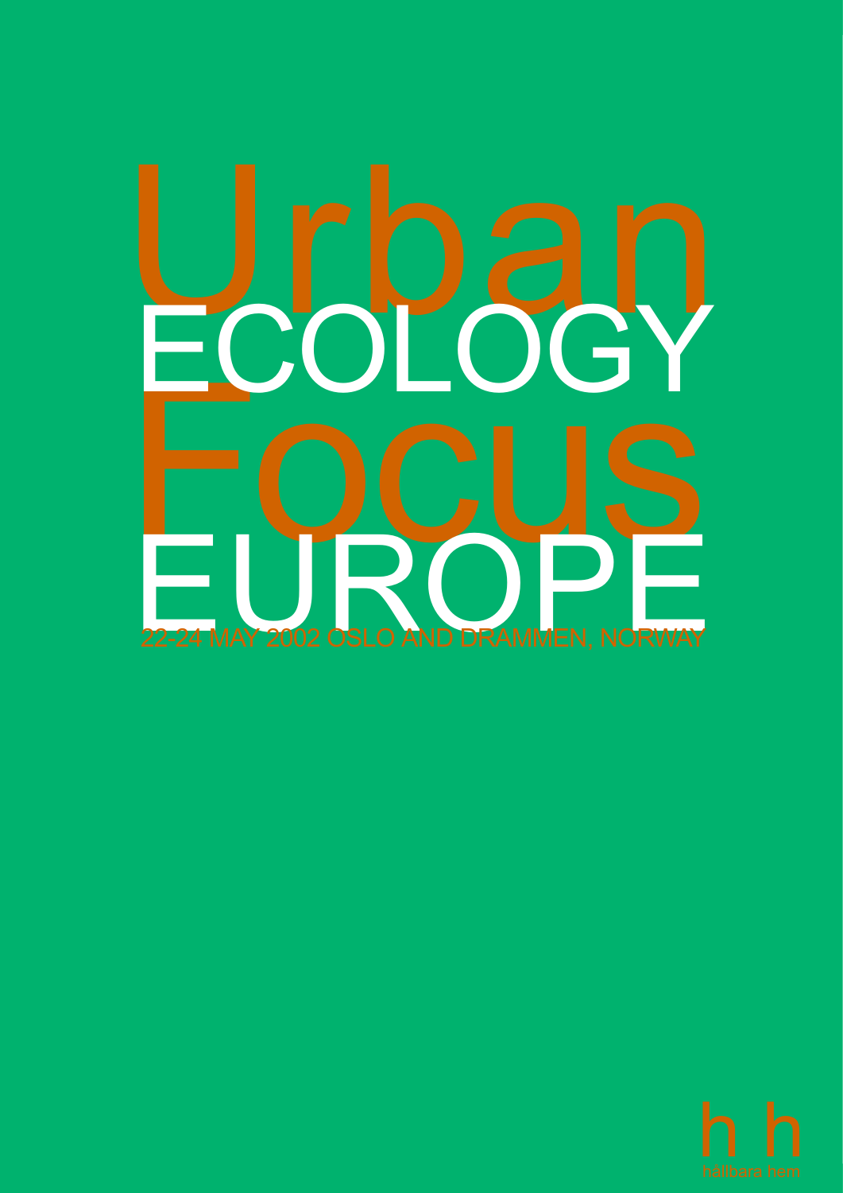# Urban ECOLOGY Focus EUROPE

22-24 MAY 2002 OSLO AND DRAMMEN, NORWAY

h h

hållbara hem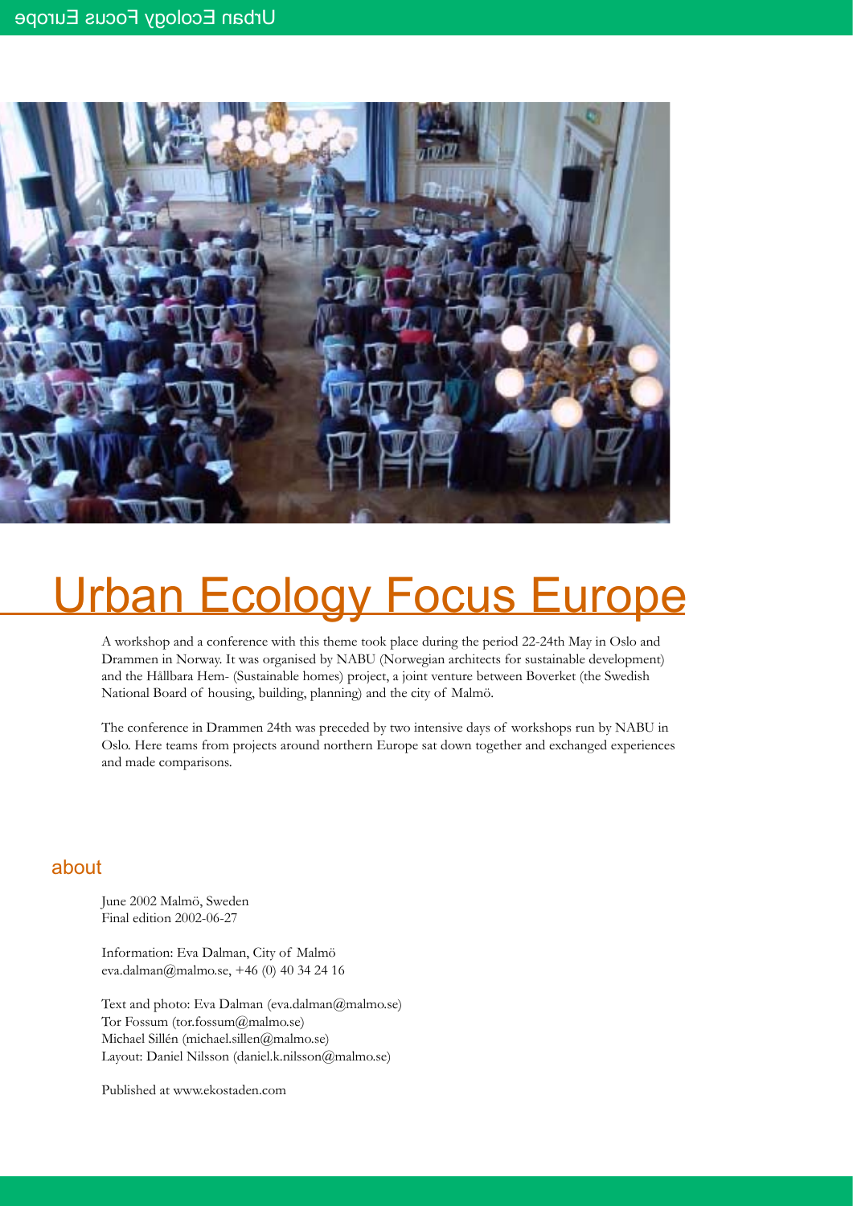# Urban Ecology Focus Europe

A workshop and a conference with this theme took place during the period 22-24th May in Oslo and Drammen in Norway. It was organised by NABU (Norwegian architects for sustainable development) and the Hållbara Hem- (Sustainable homes) project, a joint venture between Boverket (the Swedish National Board of housing, building, planning) and the city of Malmö.

The conference in Drammen 24th was preceded by two intensive days of workshops run by NABU in Oslo. Here teams from projects around northern Europe sat down together and exchanged experiences and made comparisons.

## about

June 2002 Malmö, Sweden
Final edition 2002-06-27

Information: Eva Dalman, City of Malmö
eva.dalman@malmo.se, +46 (0) 40 34 24 16

Text and photo: Eva Dalman (eva.dalman@malmo.se)
Tor Fossum (tor.fossum@malmo.se)
Michael Sillén (michael.sillen@malmo.se)
Layout: Daniel Nilsson (daniel.k.nilsson@malmo.se)

Published at www.ekostaden.com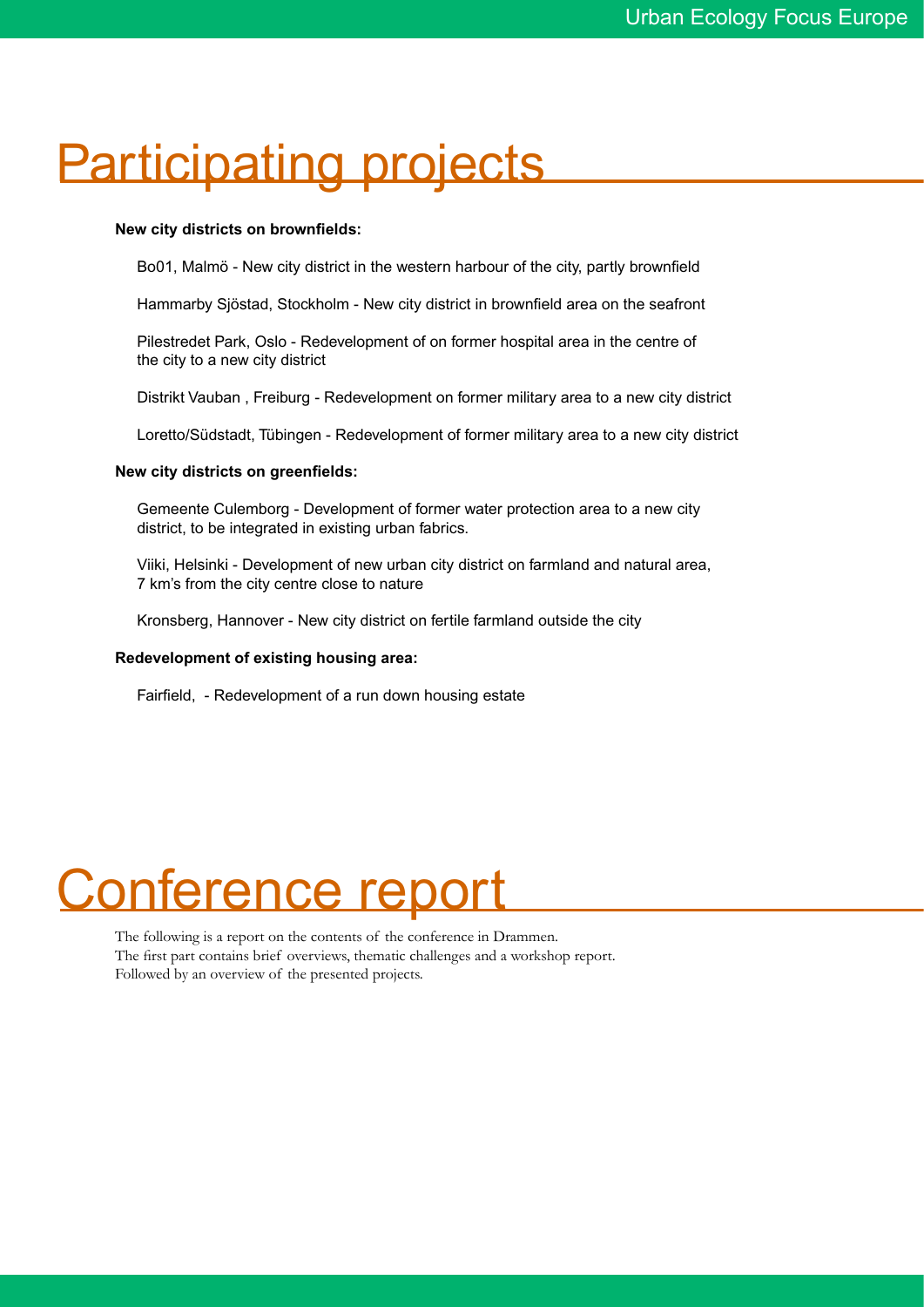# Participating projects

**New city districts on brownfields:**

Bo01, Malmö - New city district in the western harbour of the city, partly brownfield

Hammarby Sjöstad, Stockholm - New city district in brownfield area on the seafront

Pilestredet Park, Oslo - Redevelopment of on former hospital area in the centre of the city to a new city district

Distrikt Vauban , Freiburg - Redevelopment on former military area to a new city district

Loretto/Südstadt, Tübingen - Redevelopment of former military area to a new city district

**New city districts on greenfields:**

Gemeente Culemborg - Development of former water protection area to a new city district, to be integrated in existing urban fabrics.

Viiki, Helsinki - Development of new urban city district on farmland and natural area, 7 km's from the city centre close to nature

Kronsberg, Hannover - New city district on fertile farmland outside the city

**Redevelopment of existing housing area:**

Fairfield, - Redevelopment of a run down housing estate

# Conference report

The following is a report on the contents of the conference in Drammen.
The first part contains brief overviews, thematic challenges and a workshop report.
Followed by an overview of the presented projects.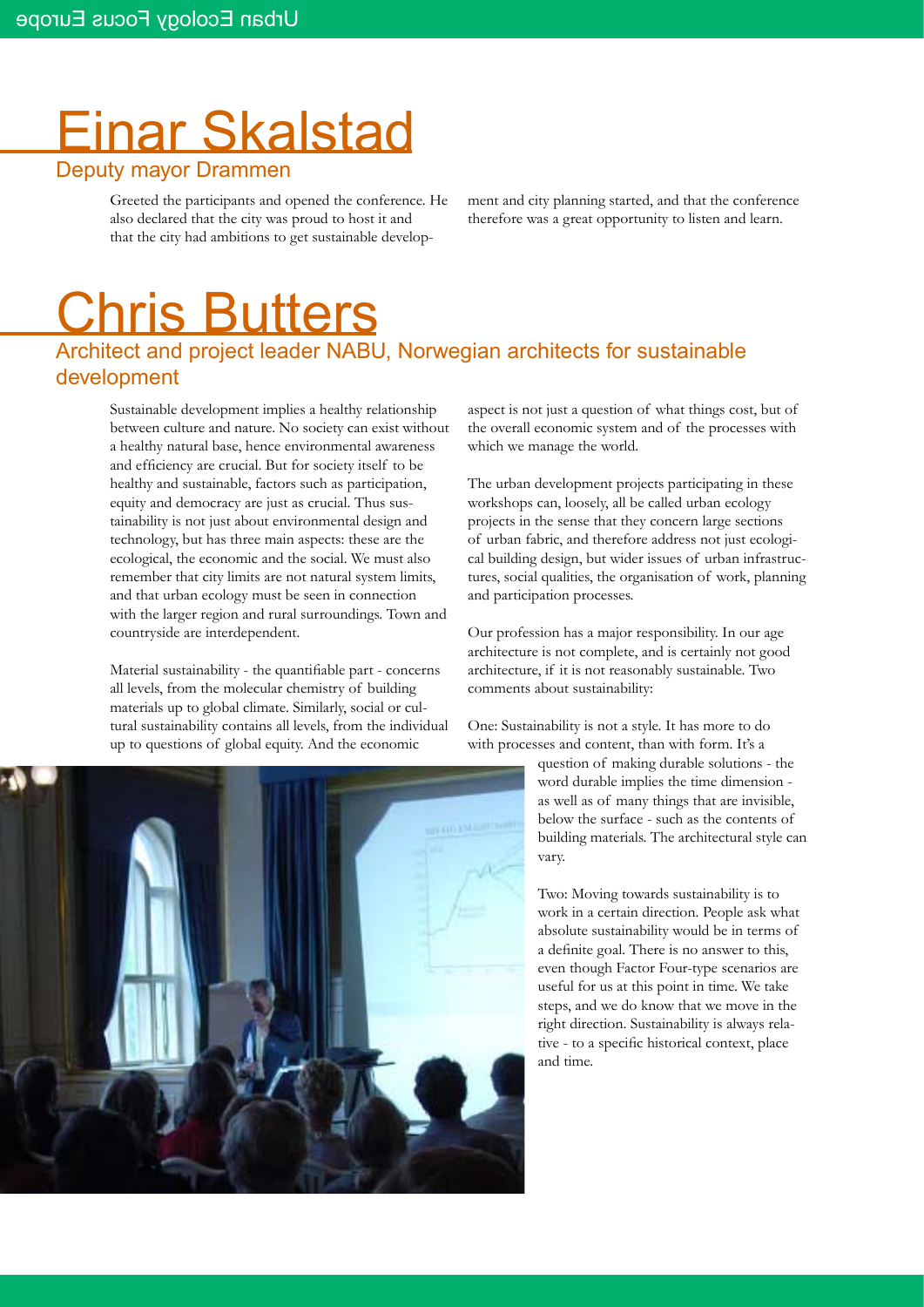# Einar Skalstad

## Deputy mayor Drammen

Greeted the participants and opened the conference. He also declared that the city was proud to host it and that the city had ambitions to get sustainable development and city planning started, and that the conference therefore was a great opportunity to listen and learn.

# Chris Butters

## Architect and project leader NABU, Norwegian architects for sustainable development

Sustainable development implies a healthy relationship between culture and nature. No society can exist without a healthy natural base, hence environmental awareness and efficiency are crucial. But for society itself to be healthy and sustainable, factors such as participation, equity and democracy are just as crucial. Thus sustainability is not just about environmental design and technology, but has three main aspects: these are the ecological, the economic and the social. We must also remember that city limits are not natural system limits, and that urban ecology must be seen in connection with the larger region and rural surroundings. Town and countryside are interdependent.

Material sustainability - the quantifiable part - concerns all levels, from the molecular chemistry of building materials up to global climate. Similarly, social or cultural sustainability contains all levels, from the individual up to questions of global equity. And the economic aspect is not just a question of what things cost, but of the overall economic system and of the processes with which we manage the world.

The urban development projects participating in these workshops can, loosely, all be called urban ecology projects in the sense that they concern large sections of urban fabric, and therefore address not just ecological building design, but wider issues of urban infrastructures, social qualities, the organisation of work, planning and participation processes.

Our profession has a major responsibility. In our age architecture is not complete, and is certainly not good architecture, if it is not reasonably sustainable. Two comments about sustainability:

One: Sustainability is not a style. It has more to do with processes and content, than with form. It's a question of making durable solutions - the word durable implies the time dimension - as well as of many things that are invisible, below the surface - such as the contents of building materials. The architectural style can vary.

Two: Moving towards sustainability is to work in a certain direction. People ask what absolute sustainability would be in terms of a definite goal. There is no answer to this, even though Factor Four-type scenarios are useful for us at this point in time. We take steps, and we do know that we move in the right direction. Sustainability is always relative - to a specific historical context, place and time.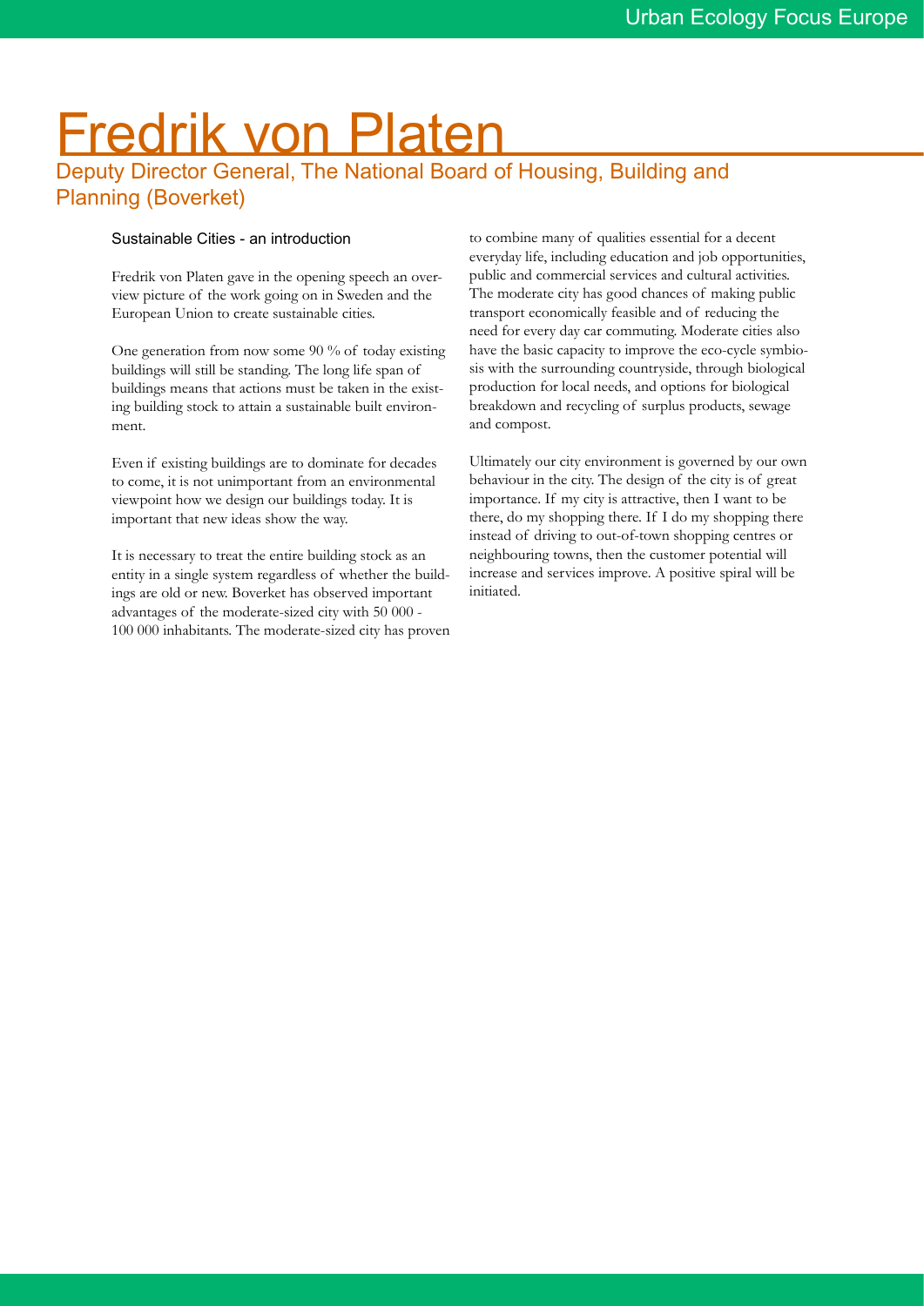# Fredrik von Platen

## Deputy Director General, The National Board of Housing, Building and Planning (Boverket)

### Sustainable Cities - an introduction

Fredrik von Platen gave in the opening speech an overview picture of the work going on in Sweden and the European Union to create sustainable cities.

One generation from now some 90 % of today existing buildings will still be standing. The long life span of buildings means that actions must be taken in the existing building stock to attain a sustainable built environment.

Even if existing buildings are to dominate for decades to come, it is not unimportant from an environmental viewpoint how we design our buildings today. It is important that new ideas show the way.

It is necessary to treat the entire building stock as an entity in a single system regardless of whether the buildings are old or new. Boverket has observed important advantages of the moderate-sized city with 50 000 - 100 000 inhabitants. The moderate-sized city has proven to combine many of qualities essential for a decent everyday life, including education and job opportunities, public and commercial services and cultural activities. The moderate city has good chances of making public transport economically feasible and of reducing the need for every day car commuting. Moderate cities also have the basic capacity to improve the eco-cycle symbiosis with the surrounding countryside, through biological production for local needs, and options for biological breakdown and recycling of surplus products, sewage and compost.

Ultimately our city environment is governed by our own behaviour in the city. The design of the city is of great importance. If my city is attractive, then I want to be there, do my shopping there. If I do my shopping there instead of driving to out-of-town shopping centres or neighbouring towns, then the customer potential will increase and services improve. A positive spiral will be initiated.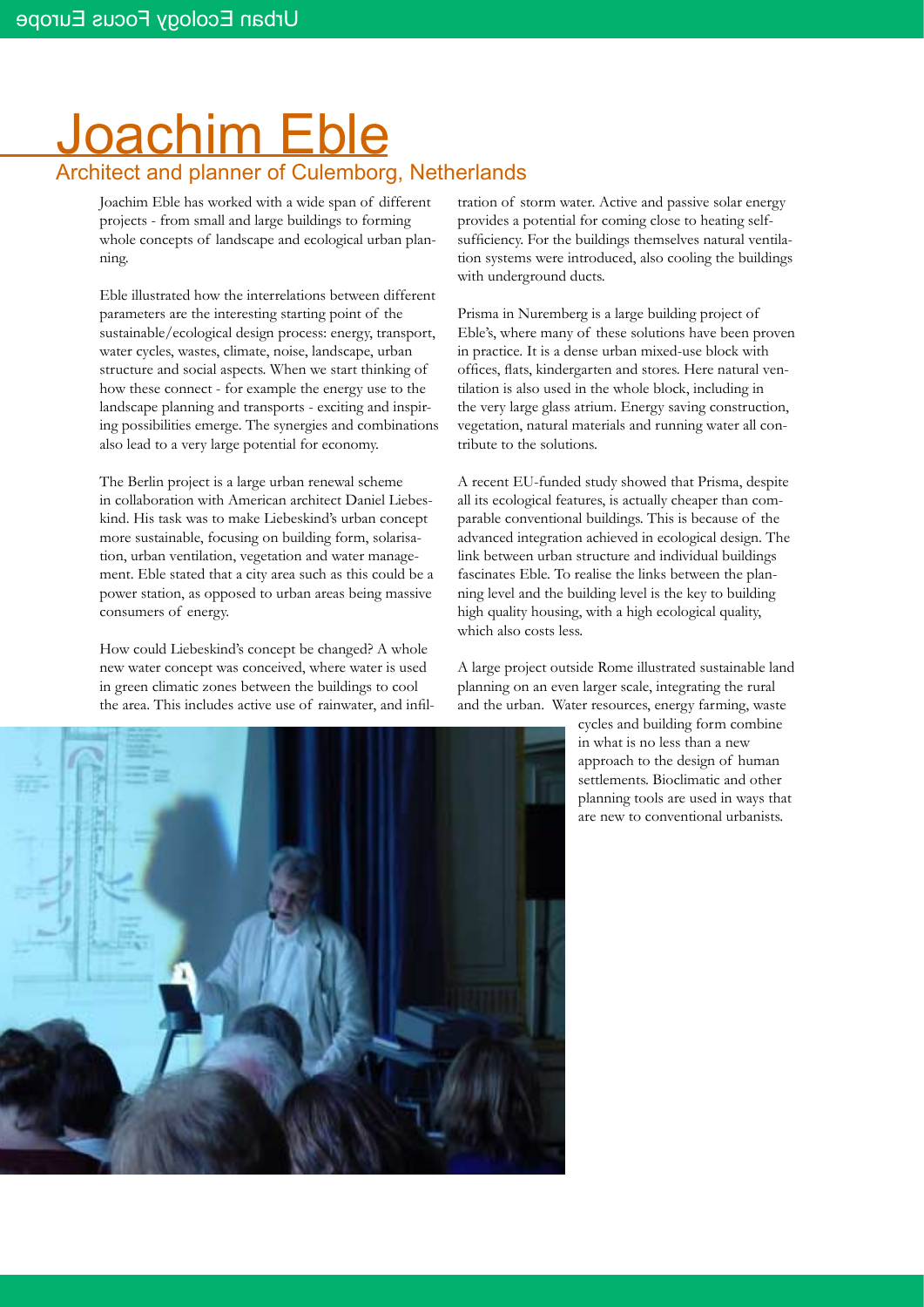# Joachim Eble

## Architect and planner of Culemborg, Netherlands

Joachim Eble has worked with a wide span of different projects - from small and large buildings to forming whole concepts of landscape and ecological urban planning.

Eble illustrated how the interrelations between different parameters are the interesting starting point of the sustainable/ecological design process: energy, transport, water cycles, wastes, climate, noise, landscape, urban structure and social aspects. When we start thinking of how these connect - for example the energy use to the landscape planning and transports - exciting and inspiring possibilities emerge. The synergies and combinations also lead to a very large potential for economy.

The Berlin project is a large urban renewal scheme in collaboration with American architect Daniel Liebeskind. His task was to make Liebeskind's urban concept more sustainable, focusing on building form, solarisation, urban ventilation, vegetation and water management. Eble stated that a city area such as this could be a power station, as opposed to urban areas being massive consumers of energy.

How could Liebeskind's concept be changed? A whole new water concept was conceived, where water is used in green climatic zones between the buildings to cool the area. This includes active use of rainwater, and infiltration of storm water. Active and passive solar energy provides a potential for coming close to heating self-sufficiency. For the buildings themselves natural ventilation systems were introduced, also cooling the buildings with underground ducts.

Prisma in Nuremberg is a large building project of Eble's, where many of these solutions have been proven in practice. It is a dense urban mixed-use block with offices, flats, kindergarten and stores. Here natural ventilation is also used in the whole block, including in the very large glass atrium. Energy saving construction, vegetation, natural materials and running water all contribute to the solutions.

A recent EU-funded study showed that Prisma, despite all its ecological features, is actually cheaper than comparable conventional buildings. This is because of the advanced integration achieved in ecological design. The link between urban structure and individual buildings fascinates Eble. To realise the links between the planning level and the building level is the key to building high quality housing, with a high ecological quality, which also costs less.

A large project outside Rome illustrated sustainable land planning on an even larger scale, integrating the rural and the urban. Water resources, energy farming, waste cycles and building form combine in what is no less than a new approach to the design of human settlements. Bioclimatic and other planning tools are used in ways that are new to conventional urbanists.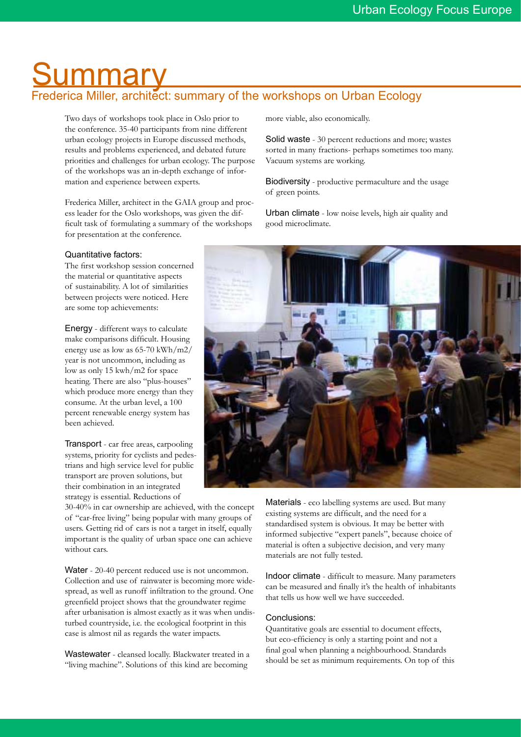# Summary

## Frederica Miller, architect: summary of the workshops on Urban Ecology

Two days of workshops took place in Oslo prior to the conference. 35-40 participants from nine different urban ecology projects in Europe discussed methods, results and problems experienced, and debated future priorities and challenges for urban ecology. The purpose of the workshops was an in-depth exchange of information and experience between experts.

Frederica Miller, architect in the GAIA group and process leader for the Oslo workshops, was given the difficult task of formulating a summary of the workshops for presentation at the conference.

### Quantitative factors:

The first workshop session concerned the material or quantitative aspects of sustainability. A lot of similarities between projects were noticed. Here are some top achievements:

Energy - different ways to calculate make comparisons difficult. Housing energy use as low as 65-70 kWh/m2/year is not uncommon, including as low as only 15 kwh/m2 for space heating. There are also "plus-houses" which produce more energy than they consume. At the urban level, a 100 percent renewable energy system has been achieved.

Transport - car free areas, carpooling systems, priority for cyclists and pedestrians and high service level for public transport are proven solutions, but their combination in an integrated strategy is essential. Reductions of 30-40% in car ownership are achieved, with the concept of "car-free living" being popular with many groups of users. Getting rid of cars is not a target in itself, equally important is the quality of urban space one can achieve without cars.

Water - 20-40 percent reduced use is not uncommon. Collection and use of rainwater is becoming more widespread, as well as runoff infiltration to the ground. One greenfield project shows that the groundwater regime after urbanisation is almost exactly as it was when undisturbed countryside, i.e. the ecological footprint in this case is almost nil as regards the water impacts.

Wastewater - cleansed locally. Blackwater treated in a "living machine". Solutions of this kind are becoming more viable, also economically.

Solid waste - 30 percent reductions and more; wastes sorted in many fractions- perhaps sometimes too many. Vacuum systems are working.

Biodiversity - productive permaculture and the usage of green points.

Urban climate - low noise levels, high air quality and good microclimate.

Materials - eco labelling systems are used. But many existing systems are difficult, and the need for a standardised system is obvious. It may be better with informed subjective "expert panels", because choice of material is often a subjective decision, and very many materials are not fully tested.

Indoor climate - difficult to measure. Many parameters can be measured and finally it's the health of inhabitants that tells us how well we have succeeded.

### Conclusions:

Quantitative goals are essential to document effects, but eco-efficiency is only a starting point and not a final goal when planning a neighbourhood. Standards should be set as minimum requirements. On top of this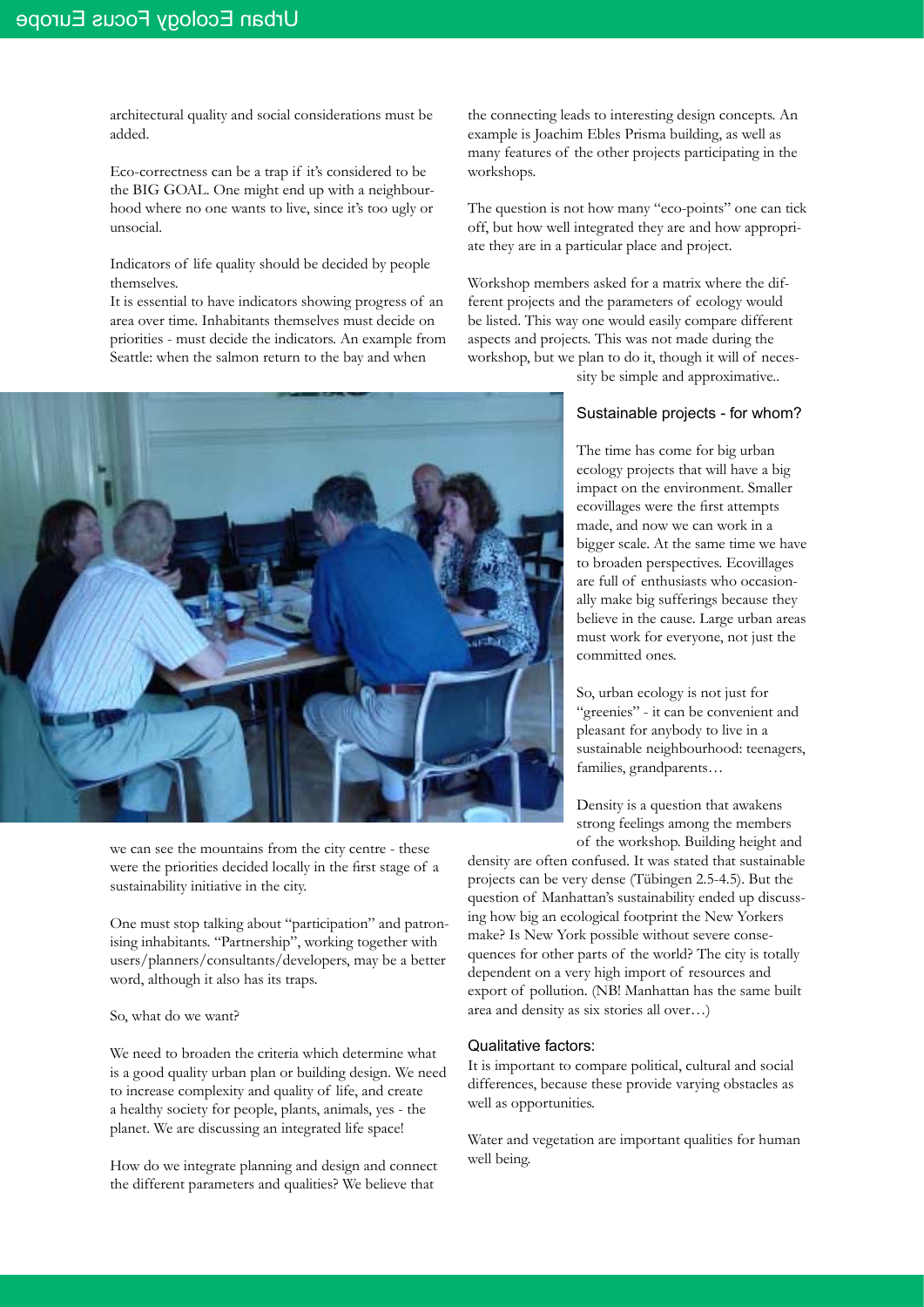architectural quality and social considerations must be added.

Eco-correctness can be a trap if it's considered to be the BIG GOAL. One might end up with a neighbourhood where no one wants to live, since it's too ugly or unsocial.

Indicators of life quality should be decided by people themselves.
It is essential to have indicators showing progress of an area over time. Inhabitants themselves must decide on priorities - must decide the indicators. An example from Seattle: when the salmon return to the bay and when we can see the mountains from the city centre - these were the priorities decided locally in the first stage of a sustainability initiative in the city.

One must stop talking about "participation" and patronising inhabitants. "Partnership", working together with users/planners/consultants/developers, may be a better word, although it also has its traps.

So, what do we want?

We need to broaden the criteria which determine what is a good quality urban plan or building design. We need to increase complexity and quality of life, and create a healthy society for people, plants, animals, yes - the planet. We are discussing an integrated life space!

How do we integrate planning and design and connect the different parameters and qualities? We believe that the connecting leads to interesting design concepts. An example is Joachim Ebles Prisma building, as well as many features of the other projects participating in the workshops.

The question is not how many "eco-points" one can tick off, but how well integrated they are and how appropriate they are in a particular place and project.

Workshop members asked for a matrix where the different projects and the parameters of ecology would be listed. This way one would easily compare different aspects and projects. This was not made during the workshop, but we plan to do it, though it will of necessity be simple and approximative..

### Sustainable projects - for whom?

The time has come for big urban ecology projects that will have a big impact on the environment. Smaller ecovillages were the first attempts made, and now we can work in a bigger scale. At the same time we have to broaden perspectives. Ecovillages are full of enthusiasts who occasionally make big sufferings because they believe in the cause. Large urban areas must work for everyone, not just the committed ones.

So, urban ecology is not just for "greenies" - it can be convenient and pleasant for anybody to live in a sustainable neighbourhood: teenagers, families, grandparents…

Density is a question that awakens strong feelings among the members of the workshop. Building height and density are often confused. It was stated that sustainable projects can be very dense (Tübingen 2.5-4.5). But the question of Manhattan's sustainability ended up discussing how big an ecological footprint the New Yorkers make? Is New York possible without severe consequences for other parts of the world? The city is totally dependent on a very high import of resources and export of pollution. (NB! Manhattan has the same built area and density as six stories all over…)

### Qualitative factors:

It is important to compare political, cultural and social differences, because these provide varying obstacles as well as opportunities.

Water and vegetation are important qualities for human well being.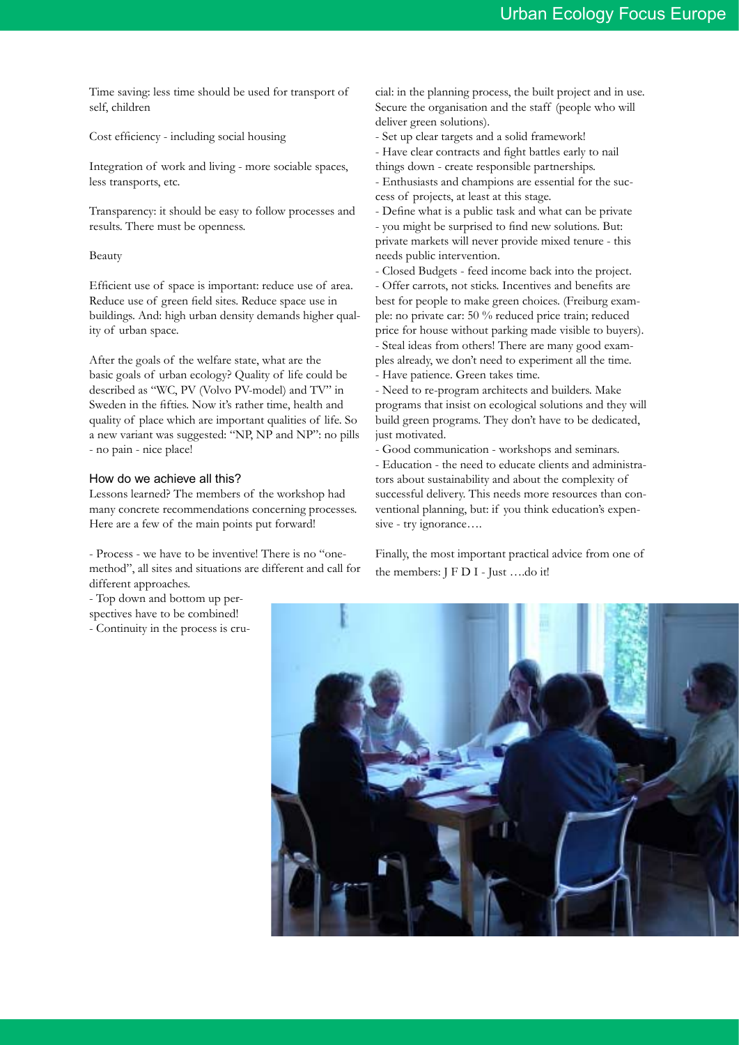Time saving: less time should be used for transport of self, children

Cost efficiency - including social housing

Integration of work and living - more sociable spaces, less transports, etc.

Transparency: it should be easy to follow processes and results. There must be openness.

Beauty

Efficient use of space is important: reduce use of area. Reduce use of green field sites. Reduce space use in buildings. And: high urban density demands higher quality of urban space.

After the goals of the welfare state, what are the basic goals of urban ecology? Quality of life could be described as "WC, PV (Volvo PV-model) and TV" in Sweden in the fifties. Now it's rather time, health and quality of place which are important qualities of life. So a new variant was suggested: "NP, NP and NP": no pills - no pain - nice place!

### How do we achieve all this?

Lessons learned? The members of the workshop had many concrete recommendations concerning processes. Here are a few of the main points put forward!

- Process - we have to be inventive! There is no "one-method", all sites and situations are different and call for different approaches.
- Top down and bottom up perspectives have to be combined!
- Continuity in the process is crucial: in the planning process, the built project and in use. Secure the organisation and the staff (people who will deliver green solutions).
- Set up clear targets and a solid framework!
- Have clear contracts and fight battles early to nail things down - create responsible partnerships.
- Enthusiasts and champions are essential for the success of projects, at least at this stage.
- Define what is a public task and what can be private - you might be surprised to find new solutions. But: private markets will never provide mixed tenure - this needs public intervention.
- Closed Budgets - feed income back into the project.
- Offer carrots, not sticks. Incentives and benefits are best for people to make green choices. (Freiburg example: no private car: 50 % reduced price train; reduced price for house without parking made visible to buyers).
- Steal ideas from others! There are many good examples already, we don't need to experiment all the time.
- Have patience. Green takes time.
- Need to re-program architects and builders. Make programs that insist on ecological solutions and they will build green programs. They don't have to be dedicated, just motivated.
- Good communication - workshops and seminars.
- Education - the need to educate clients and administrators about sustainability and about the complexity of successful delivery. This needs more resources than conventional planning, but: if you think education's expensive - try ignorance….

Finally, the most important practical advice from one of the members: J F D I - Just ….do it!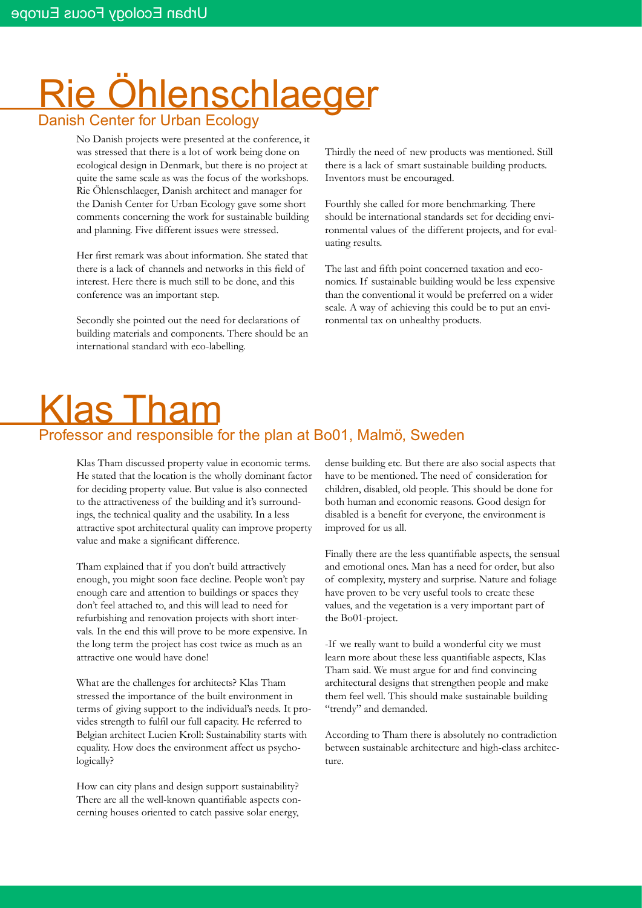# Rie Öhlenschlaeger

## Danish Center for Urban Ecology

No Danish projects were presented at the conference, it was stressed that there is a lot of work being done on ecological design in Denmark, but there is no project at quite the same scale as was the focus of the workshops. Rie Öhlenschlaeger, Danish architect and manager for the Danish Center for Urban Ecology gave some short comments concerning the work for sustainable building and planning. Five different issues were stressed.

Her first remark was about information. She stated that there is a lack of channels and networks in this field of interest. Here there is much still to be done, and this conference was an important step.

Secondly she pointed out the need for declarations of building materials and components. There should be an international standard with eco-labelling.

Thirdly the need of new products was mentioned. Still there is a lack of smart sustainable building products. Inventors must be encouraged.

Fourthly she called for more benchmarking. There should be international standards set for deciding environmental values of the different projects, and for evaluating results.

The last and fifth point concerned taxation and economics. If sustainable building would be less expensive than the conventional it would be preferred on a wider scale. A way of achieving this could be to put an environmental tax on unhealthy products.

# Klas Tham

## Professor and responsible for the plan at Bo01, Malmö, Sweden

Klas Tham discussed property value in economic terms. He stated that the location is the wholly dominant factor for deciding property value. But value is also connected to the attractiveness of the building and it's surroundings, the technical quality and the usability. In a less attractive spot architectural quality can improve property value and make a significant difference.

Tham explained that if you don't build attractively enough, you might soon face decline. People won't pay enough care and attention to buildings or spaces they don't feel attached to, and this will lead to need for refurbishing and renovation projects with short intervals. In the end this will prove to be more expensive. In the long term the project has cost twice as much as an attractive one would have done!

What are the challenges for architects? Klas Tham stressed the importance of the built environment in terms of giving support to the individual's needs. It provides strength to fulfil our full capacity. He referred to Belgian architect Lucien Kroll: Sustainability starts with equality. How does the environment affect us psychologically?

How can city plans and design support sustainability? There are all the well-known quantifiable aspects concerning houses oriented to catch passive solar energy, dense building etc. But there are also social aspects that have to be mentioned. The need of consideration for children, disabled, old people. This should be done for both human and economic reasons. Good design for disabled is a benefit for everyone, the environment is improved for us all.

Finally there are the less quantifiable aspects, the sensual and emotional ones. Man has a need for order, but also of complexity, mystery and surprise. Nature and foliage have proven to be very useful tools to create these values, and the vegetation is a very important part of the Bo01-project.

-If we really want to build a wonderful city we must learn more about these less quantifiable aspects, Klas Tham said. We must argue for and find convincing architectural designs that strengthen people and make them feel well. This should make sustainable building "trendy" and demanded.

According to Tham there is absolutely no contradiction between sustainable architecture and high-class architecture.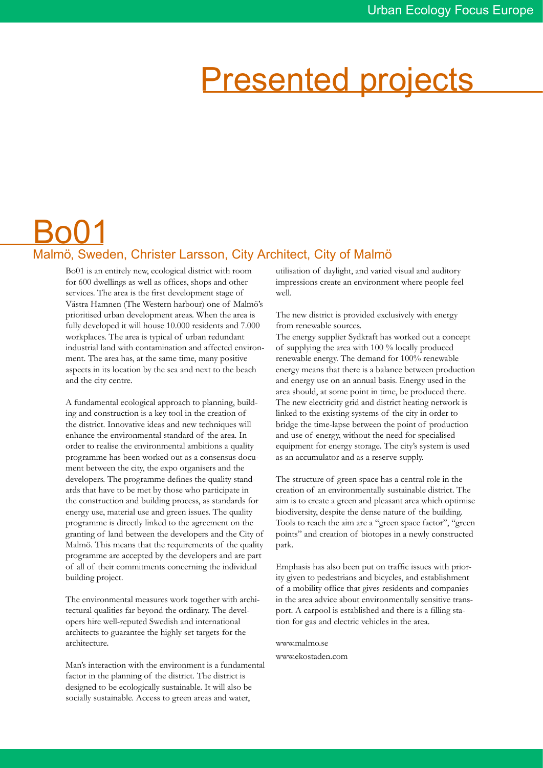# Presented projects

## Bo01

### Malmö, Sweden, Christer Larsson, City Architect, City of Malmö

Bo01 is an entirely new, ecological district with room for 600 dwellings as well as offices, shops and other services. The area is the first development stage of Västra Hamnen (The Western harbour) one of Malmö's prioritised urban development areas. When the area is fully developed it will house 10.000 residents and 7.000 workplaces. The area is typical of urban redundant industrial land with contamination and affected environment. The area has, at the same time, many positive aspects in its location by the sea and next to the beach and the city centre.

A fundamental ecological approach to planning, building and construction is a key tool in the creation of the district. Innovative ideas and new techniques will enhance the environmental standard of the area. In order to realise the environmental ambitions a quality programme has been worked out as a consensus document between the city, the expo organisers and the developers. The programme defines the quality standards that have to be met by those who participate in the construction and building process, as standards for energy use, material use and green issues. The quality programme is directly linked to the agreement on the granting of land between the developers and the City of Malmö. This means that the requirements of the quality programme are accepted by the developers and are part of all of their commitments concerning the individual building project.

The environmental measures work together with architectural qualities far beyond the ordinary. The developers hire well-reputed Swedish and international architects to guarantee the highly set targets for the architecture.

Man's interaction with the environment is a fundamental factor in the planning of the district. The district is designed to be ecologically sustainable. It will also be socially sustainable. Access to green areas and water, utilisation of daylight, and varied visual and auditory impressions create an environment where people feel well.

The new district is provided exclusively with energy from renewable sources.
The energy supplier Sydkraft has worked out a concept of supplying the area with 100 % locally produced renewable energy. The demand for 100% renewable energy means that there is a balance between production and energy use on an annual basis. Energy used in the area should, at some point in time, be produced there. The new electricity grid and district heating network is linked to the existing systems of the city in order to bridge the time-lapse between the point of production and use of energy, without the need for specialised equipment for energy storage. The city's system is used as an accumulator and as a reserve supply.

The structure of green space has a central role in the creation of an environmentally sustainable district. The aim is to create a green and pleasant area which optimise biodiversity, despite the dense nature of the building. Tools to reach the aim are a "green space factor", "green points" and creation of biotopes in a newly constructed park.

Emphasis has also been put on traffic issues with priority given to pedestrians and bicycles, and establishment of a mobility office that gives residents and companies in the area advice about environmentally sensitive transport. A carpool is established and there is a filling station for gas and electric vehicles in the area.

www.malmo.se
www.ekostaden.com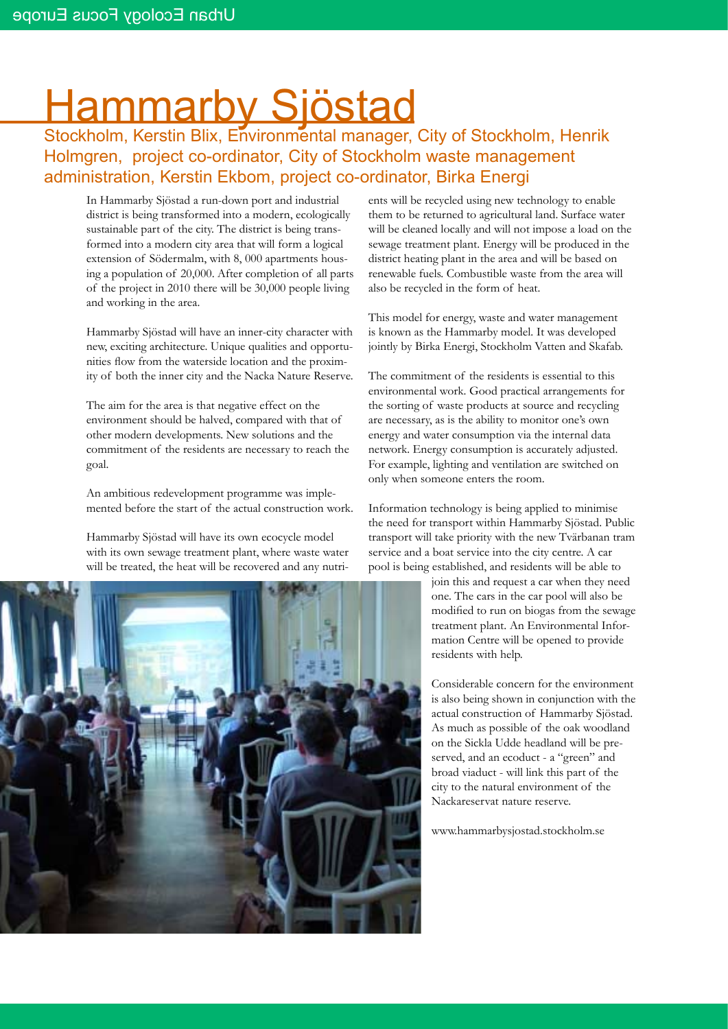# Hammarby Sjöstad

Stockholm, Kerstin Blix, Environmental manager, City of Stockholm, Henrik Holmgren, project co-ordinator, City of Stockholm waste management administration, Kerstin Ekbom, project co-ordinator, Birka Energi

In Hammarby Sjöstad a run-down port and industrial district is being transformed into a modern, ecologically sustainable part of the city. The district is being transformed into a modern city area that will form a logical extension of Södermalm, with 8, 000 apartments housing a population of 20,000. After completion of all parts of the project in 2010 there will be 30,000 people living and working in the area.

Hammarby Sjöstad will have an inner-city character with new, exciting architecture. Unique qualities and opportunities flow from the waterside location and the proximity of both the inner city and the Nacka Nature Reserve.

The aim for the area is that negative effect on the environment should be halved, compared with that of other modern developments. New solutions and the commitment of the residents are necessary to reach the goal.

An ambitious redevelopment programme was implemented before the start of the actual construction work.

Hammarby Sjöstad will have its own ecocycle model with its own sewage treatment plant, where waste water will be treated, the heat will be recovered and any nutrients will be recycled using new technology to enable them to be returned to agricultural land. Surface water will be cleaned locally and will not impose a load on the sewage treatment plant. Energy will be produced in the district heating plant in the area and will be based on renewable fuels. Combustible waste from the area will also be recycled in the form of heat.

This model for energy, waste and water management is known as the Hammarby model. It was developed jointly by Birka Energi, Stockholm Vatten and Skafab.

The commitment of the residents is essential to this environmental work. Good practical arrangements for the sorting of waste products at source and recycling are necessary, as is the ability to monitor one's own energy and water consumption via the internal data network. Energy consumption is accurately adjusted. For example, lighting and ventilation are switched on only when someone enters the room.

Information technology is being applied to minimise the need for transport within Hammarby Sjöstad. Public transport will take priority with the new Tvärbanan tram service and a boat service into the city centre. A car pool is being established, and residents will be able to join this and request a car when they need one. The cars in the car pool will also be modified to run on biogas from the sewage treatment plant. An Environmental Information Centre will be opened to provide residents with help.

Considerable concern for the environment is also being shown in conjunction with the actual construction of Hammarby Sjöstad. As much as possible of the oak woodland on the Sickla Udde headland will be preserved, and an ecoduct - a "green" and broad viaduct - will link this part of the city to the natural environment of the Nackareservat nature reserve.

www.hammarbysjostad.stockholm.se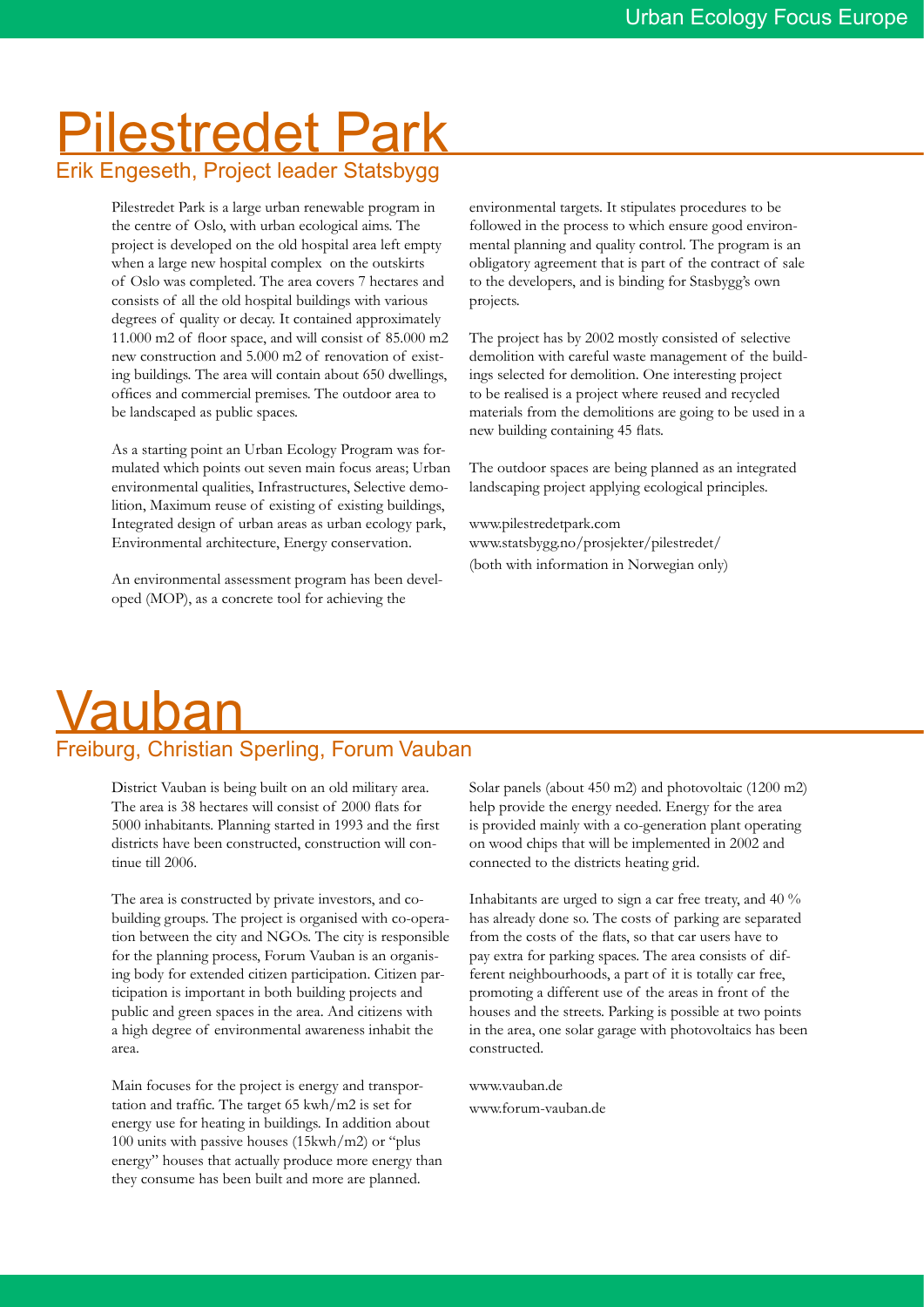# Pilestredet Park

## Erik Engeseth, Project leader Statsbygg

Pilestredet Park is a large urban renewable program in the centre of Oslo, with urban ecological aims. The project is developed on the old hospital area left empty when a large new hospital complex on the outskirts of Oslo was completed. The area covers 7 hectares and consists of all the old hospital buildings with various degrees of quality or decay. It contained approximately 11.000 m2 of floor space, and will consist of 85.000 m2 new construction and 5.000 m2 of renovation of existing buildings. The area will contain about 650 dwellings, offices and commercial premises. The outdoor area to be landscaped as public spaces.

As a starting point an Urban Ecology Program was formulated which points out seven main focus areas; Urban environmental qualities, Infrastructures, Selective demolition, Maximum reuse of existing of existing buildings, Integrated design of urban areas as urban ecology park, Environmental architecture, Energy conservation.

An environmental assessment program has been developed (MOP), as a concrete tool for achieving the environmental targets. It stipulates procedures to be followed in the process to which ensure good environmental planning and quality control. The program is an obligatory agreement that is part of the contract of sale to the developers, and is binding for Stasbygg's own projects.

The project has by 2002 mostly consisted of selective demolition with careful waste management of the buildings selected for demolition. One interesting project to be realised is a project where reused and recycled materials from the demolitions are going to be used in a new building containing 45 flats.

The outdoor spaces are being planned as an integrated landscaping project applying ecological principles.

www.pilestredetpark.com
www.statsbygg.no/prosjekter/pilestredet/
(both with information in Norwegian only)

# Vauban

## Freiburg, Christian Sperling, Forum Vauban

District Vauban is being built on an old military area. The area is 38 hectares will consist of 2000 flats for 5000 inhabitants. Planning started in 1993 and the first districts have been constructed, construction will continue till 2006.

The area is constructed by private investors, and co-building groups. The project is organised with co-operation between the city and NGOs. The city is responsible for the planning process, Forum Vauban is an organising body for extended citizen participation. Citizen participation is important in both building projects and public and green spaces in the area. And citizens with a high degree of environmental awareness inhabit the area.

Main focuses for the project is energy and transportation and traffic. The target 65 kwh/m2 is set for energy use for heating in buildings. In addition about 100 units with passive houses (15kwh/m2) or "plus energy" houses that actually produce more energy than they consume has been built and more are planned.

Solar panels (about 450 m2) and photovoltaic (1200 m2) help provide the energy needed. Energy for the area is provided mainly with a co-generation plant operating on wood chips that will be implemented in 2002 and connected to the districts heating grid.

Inhabitants are urged to sign a car free treaty, and 40 % has already done so. The costs of parking are separated from the costs of the flats, so that car users have to pay extra for parking spaces. The area consists of different neighbourhoods, a part of it is totally car free, promoting a different use of the areas in front of the houses and the streets. Parking is possible at two points in the area, one solar garage with photovoltaics has been constructed.

www.vauban.de
www.forum-vauban.de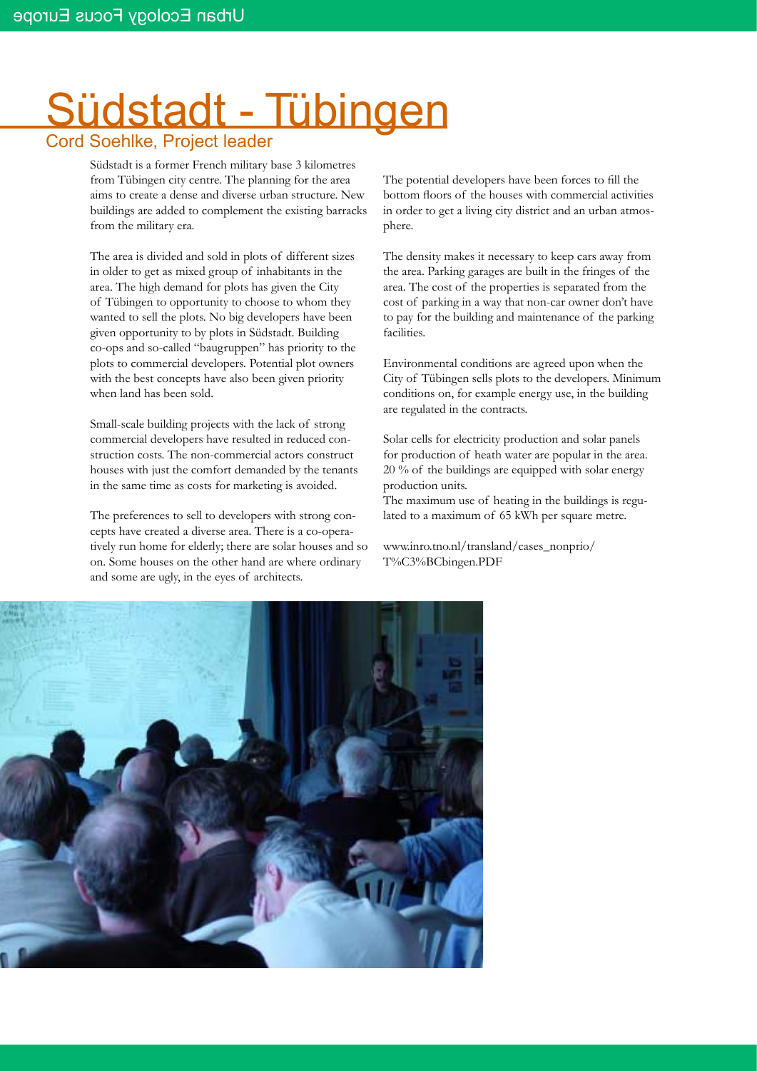# Südstadt - Tübingen

## Cord Soehlke, Project leader

Südstadt is a former French military base 3 kilometres from Tübingen city centre. The planning for the area aims to create a dense and diverse urban structure. New buildings are added to complement the existing barracks from the military era.

The area is divided and sold in plots of different sizes in older to get as mixed group of inhabitants in the area. The high demand for plots has given the City of Tübingen to opportunity to choose to whom they wanted to sell the plots. No big developers have been given opportunity to by plots in Südstadt. Building co-ops and so-called "baugruppen" has priority to the plots to commercial developers. Potential plot owners with the best concepts have also been given priority when land has been sold.

Small-scale building projects with the lack of strong commercial developers have resulted in reduced construction costs. The non-commercial actors construct houses with just the comfort demanded by the tenants in the same time as costs for marketing is avoided.

The preferences to sell to developers with strong concepts have created a diverse area. There is a co-operatively run home for elderly; there are solar houses and so on. Some houses on the other hand are where ordinary and some are ugly, in the eyes of architects.

The potential developers have been forces to fill the bottom floors of the houses with commercial activities in order to get a living city district and an urban atmosphere.

The density makes it necessary to keep cars away from the area. Parking garages are built in the fringes of the area. The cost of the properties is separated from the cost of parking in a way that non-car owner don't have to pay for the building and maintenance of the parking facilities.

Environmental conditions are agreed upon when the City of Tübingen sells plots to the developers. Minimum conditions on, for example energy use, in the building are regulated in the contracts.

Solar cells for electricity production and solar panels for production of heath water are popular in the area. 20 % of the buildings are equipped with solar energy production units.
The maximum use of heating in the buildings is regulated to a maximum of 65 kWh per square metre.

www.inro.tno.nl/transland/cases_nonprio/T%C3%BCbingen.PDF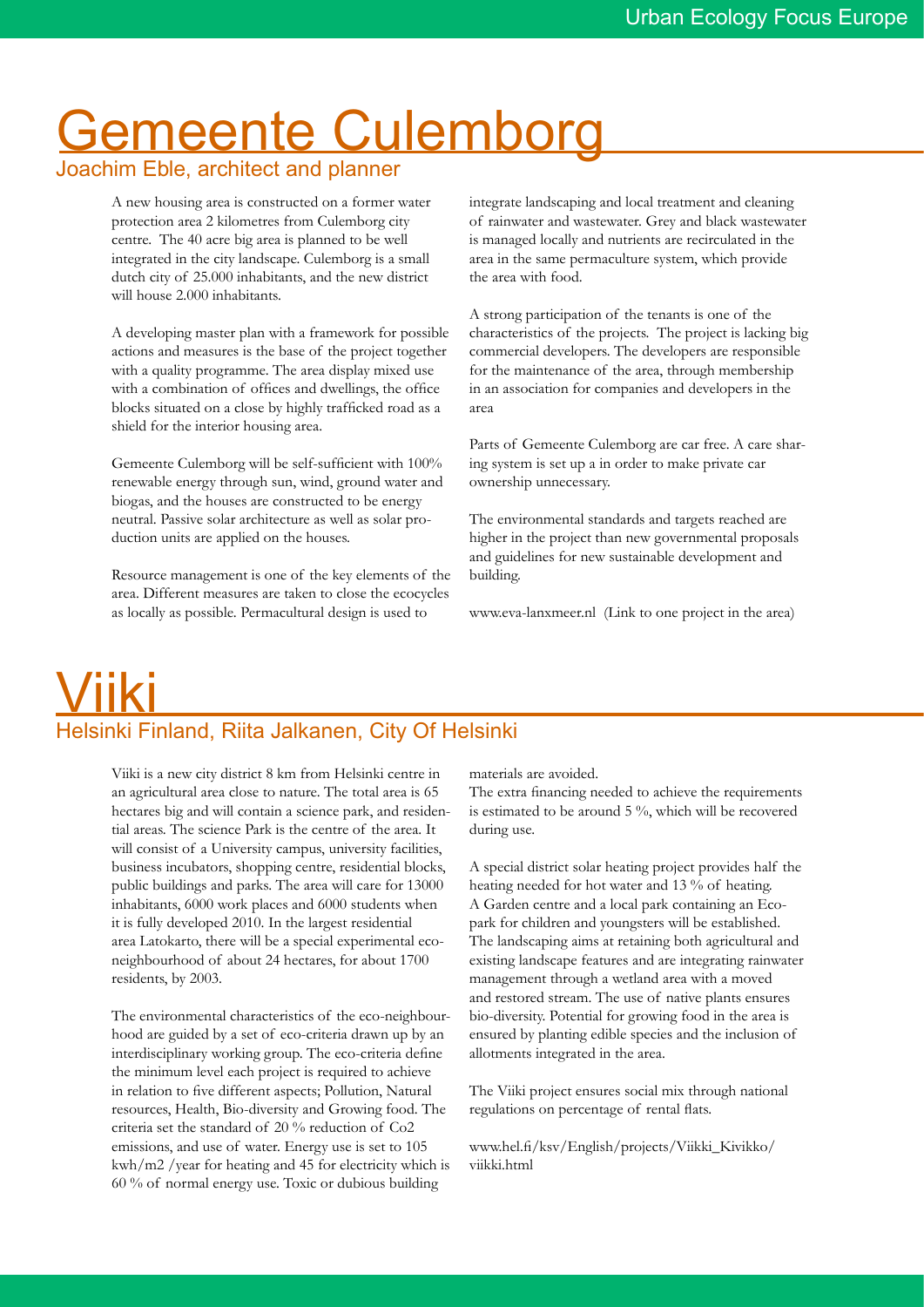# Gemeente Culemborg

## Joachim Eble, architect and planner

A new housing area is constructed on a former water protection area 2 kilometres from Culemborg city centre. The 40 acre big area is planned to be well integrated in the city landscape. Culemborg is a small dutch city of 25.000 inhabitants, and the new district will house 2.000 inhabitants.

A developing master plan with a framework for possible actions and measures is the base of the project together with a quality programme. The area display mixed use with a combination of offices and dwellings, the office blocks situated on a close by highly trafficked road as a shield for the interior housing area.

Gemeente Culemborg will be self-sufficient with 100% renewable energy through sun, wind, ground water and biogas, and the houses are constructed to be energy neutral. Passive solar architecture as well as solar production units are applied on the houses.

Resource management is one of the key elements of the area. Different measures are taken to close the ecocycles as locally as possible. Permacultural design is used to integrate landscaping and local treatment and cleaning of rainwater and wastewater. Grey and black wastewater is managed locally and nutrients are recirculated in the area in the same permaculture system, which provide the area with food.

A strong participation of the tenants is one of the characteristics of the projects. The project is lacking big commercial developers. The developers are responsible for the maintenance of the area, through membership in an association for companies and developers in the area

Parts of Gemeente Culemborg are car free. A care sharing system is set up a in order to make private car ownership unnecessary.

The environmental standards and targets reached are higher in the project than new governmental proposals and guidelines for new sustainable development and building.

www.eva-lanxmeer.nl (Link to one project in the area)

# Viiki

## Helsinki Finland, Riita Jalkanen, City Of Helsinki

Viiki is a new city district 8 km from Helsinki centre in an agricultural area close to nature. The total area is 65 hectares big and will contain a science park, and residential areas. The science Park is the centre of the area. It will consist of a University campus, university facilities, business incubators, shopping centre, residential blocks, public buildings and parks. The area will care for 13000 inhabitants, 6000 work places and 6000 students when it is fully developed 2010. In the largest residential area Latokarto, there will be a special experimental eco-neighbourhood of about 24 hectares, for about 1700 residents, by 2003.

The environmental characteristics of the eco-neighbourhood are guided by a set of eco-criteria drawn up by an interdisciplinary working group. The eco-criteria define the minimum level each project is required to achieve in relation to five different aspects; Pollution, Natural resources, Health, Bio-diversity and Growing food. The criteria set the standard of 20 % reduction of Co2 emissions, and use of water. Energy use is set to 105 kwh/m2 /year for heating and 45 for electricity which is 60 % of normal energy use. Toxic or dubious building materials are avoided.

The extra financing needed to achieve the requirements is estimated to be around 5 %, which will be recovered during use.

A special district solar heating project provides half the heating needed for hot water and 13 % of heating. A Garden centre and a local park containing an Eco-park for children and youngsters will be established. The landscaping aims at retaining both agricultural and existing landscape features and are integrating rainwater management through a wetland area with a moved and restored stream. The use of native plants ensures bio-diversity. Potential for growing food in the area is ensured by planting edible species and the inclusion of allotments integrated in the area.

The Viiki project ensures social mix through national regulations on percentage of rental flats.

www.hel.fi/ksv/English/projects/Viikki_Kivikko/viikki.html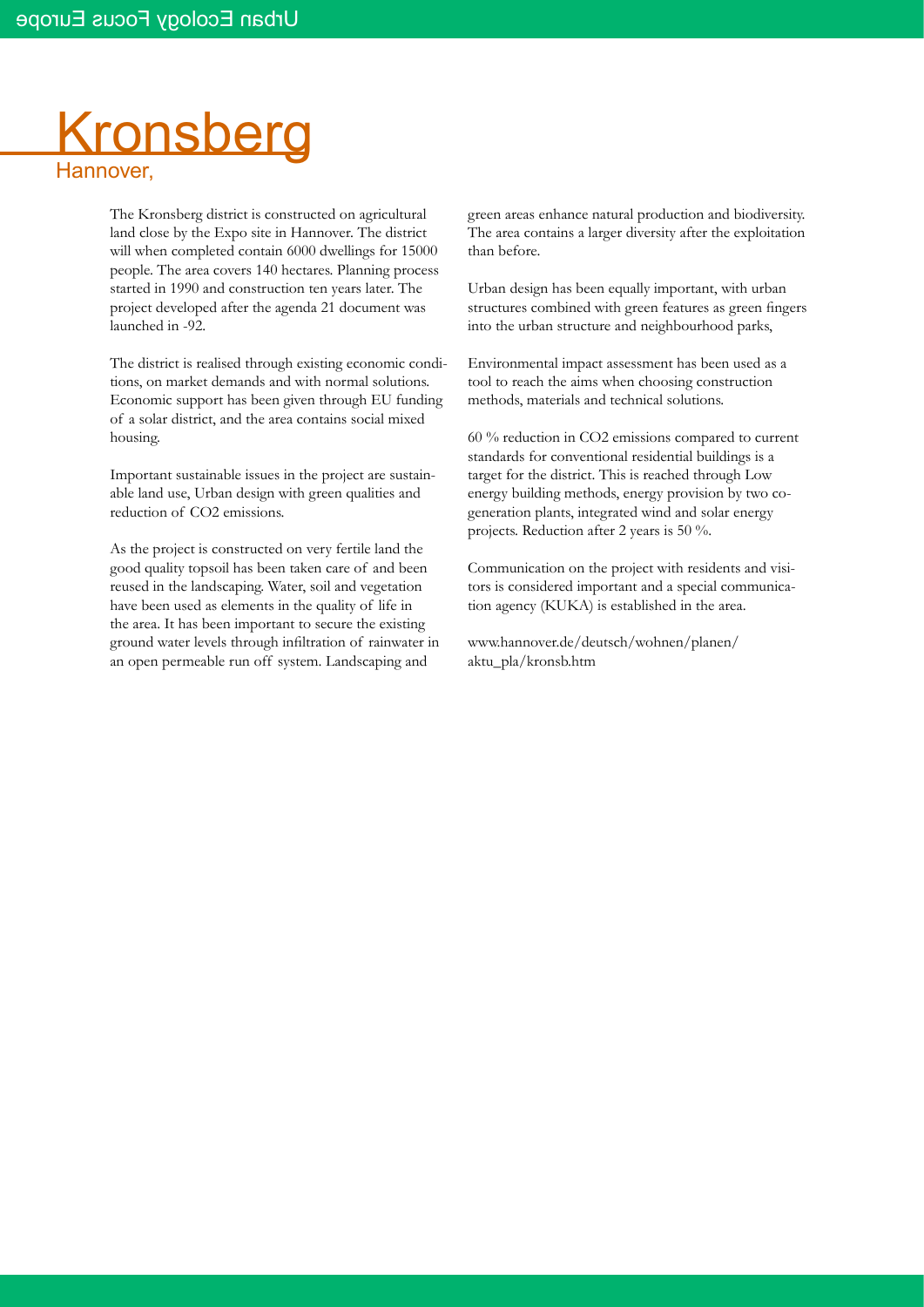# Kronsberg

## Hannover,

The Kronsberg district is constructed on agricultural land close by the Expo site in Hannover. The district will when completed contain 6000 dwellings for 15000 people. The area covers 140 hectares. Planning process started in 1990 and construction ten years later. The project developed after the agenda 21 document was launched in -92.

The district is realised through existing economic conditions, on market demands and with normal solutions. Economic support has been given through EU funding of a solar district, and the area contains social mixed housing.

Important sustainable issues in the project are sustainable land use, Urban design with green qualities and reduction of $CO_2$ emissions.

As the project is constructed on very fertile land the good quality topsoil has been taken care of and been reused in the landscaping. Water, soil and vegetation have been used as elements in the quality of life in the area. It has been important to secure the existing ground water levels through infiltration of rainwater in an open permeable run off system. Landscaping and green areas enhance natural production and biodiversity. The area contains a larger diversity after the exploitation than before.

Urban design has been equally important, with urban structures combined with green features as green fingers into the urban structure and neighbourhood parks,

Environmental impact assessment has been used as a tool to reach the aims when choosing construction methods, materials and technical solutions.

60 % reduction in $CO_2$ emissions compared to current standards for conventional residential buildings is a target for the district. This is reached through Low energy building methods, energy provision by two cogeneration plants, integrated wind and solar energy projects. Reduction after 2 years is 50 %.

Communication on the project with residents and visitors is considered important and a special communication agency (KUKA) is established in the area.

www.hannover.de/deutsch/wohnen/planen/aktu_pla/kronsb.htm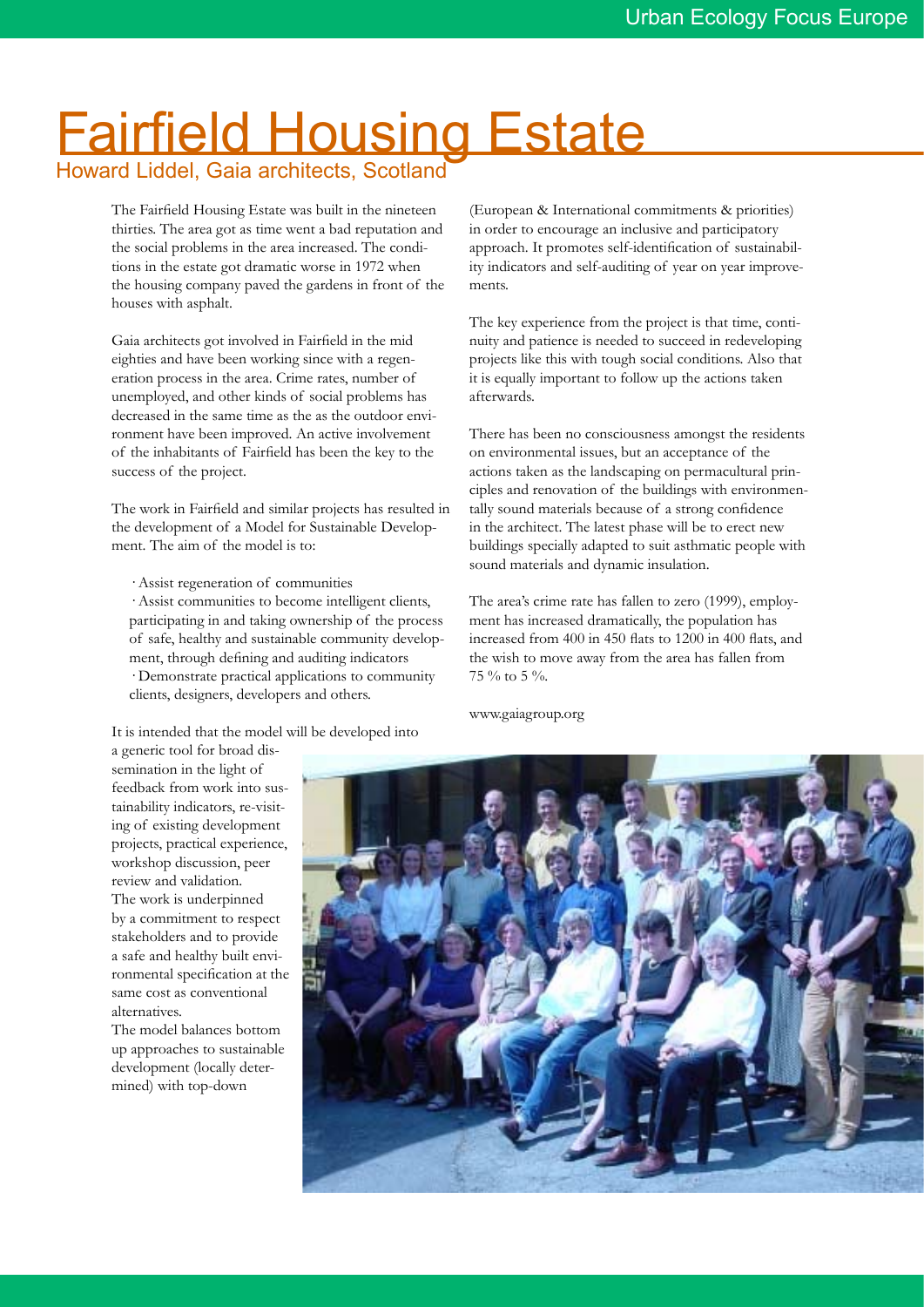# Fairfield Housing Estate

## Howard Liddel, Gaia architects, Scotland

The Fairfield Housing Estate was built in the nineteen thirties. The area got as time went a bad reputation and the social problems in the area increased. The conditions in the estate got dramatic worse in 1972 when the housing company paved the gardens in front of the houses with asphalt.

Gaia architects got involved in Fairfield in the mid eighties and have been working since with a regeneration process in the area. Crime rates, number of unemployed, and other kinds of social problems has decreased in the same time as the as the outdoor environment have been improved. An active involvement of the inhabitants of Fairfield has been the key to the success of the project.

The work in Fairfield and similar projects has resulted in the development of a Model for Sustainable Development. The aim of the model is to:

- Assist regeneration of communities
- Assist communities to become intelligent clients, participating in and taking ownership of the process of safe, healthy and sustainable community development, through defining and auditing indicators
- Demonstrate practical applications to community clients, designers, developers and others.

It is intended that the model will be developed into a generic tool for broad dissemination in the light of feedback from work into sustainability indicators, re-visiting of existing development projects, practical experience, workshop discussion, peer review and validation.
The work is underpinned by a commitment to respect stakeholders and to provide a safe and healthy built environmental specification at the same cost as conventional alternatives.
The model balances bottom up approaches to sustainable development (locally determined) with top-down (European & International commitments & priorities) in order to encourage an inclusive and participatory approach. It promotes self-identification of sustainability indicators and self-auditing of year on year improvements.

The key experience from the project is that time, continuity and patience is needed to succeed in redeveloping projects like this with tough social conditions. Also that it is equally important to follow up the actions taken afterwards.

There has been no consciousness amongst the residents on environmental issues, but an acceptance of the actions taken as the landscaping on permacultural principles and renovation of the buildings with environmentally sound materials because of a strong confidence in the architect. The latest phase will be to erect new buildings specially adapted to suit asthmatic people with sound materials and dynamic insulation.

The area's crime rate has fallen to zero (1999), employment has increased dramatically, the population has increased from 400 in 450 flats to 1200 in 400 flats, and the wish to move away from the area has fallen from 75 % to 5 %.

www.gaiagroup.org